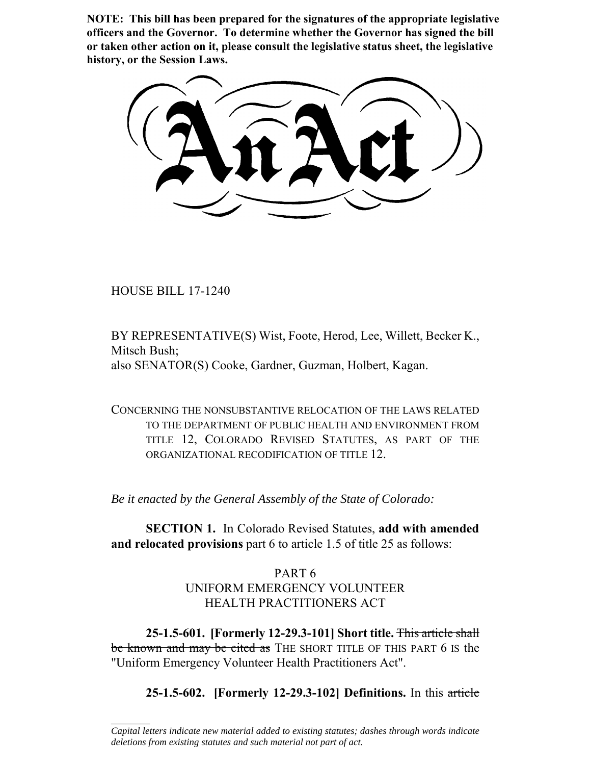**NOTE: This bill has been prepared for the signatures of the appropriate legislative officers and the Governor. To determine whether the Governor has signed the bill or taken other action on it, please consult the legislative status sheet, the legislative history, or the Session Laws.**

# An Act

HOUSE BILL 17-1240

BY REPRESENTATIVE(S) Wist, Foote, Herod, Lee, Willett, Becker K., Mitsch Bush;
also SENATOR(S) Cooke, Gardner, Guzman, Holbert, Kagan.

CONCERNING THE NONSUBSTANTIVE RELOCATION OF THE LAWS RELATED TO THE DEPARTMENT OF PUBLIC HEALTH AND ENVIRONMENT FROM TITLE 12, COLORADO REVISED STATUTES, AS PART OF THE ORGANIZATIONAL RECODIFICATION OF TITLE 12.

*Be it enacted by the General Assembly of the State of Colorado:*

**SECTION 1.** In Colorado Revised Statutes, **add with amended and relocated provisions** part 6 to article 1.5 of title 25 as follows:

PART 6
UNIFORM EMERGENCY VOLUNTEER
HEALTH PRACTITIONERS ACT

**25-1.5-601. [Formerly 12-29.3-101] Short title.** ~~This article shall be known and may be cited as~~ THE SHORT TITLE OF THIS PART 6 IS the "Uniform Emergency Volunteer Health Practitioners Act".

**25-1.5-602. [Formerly 12-29.3-102] Definitions.** In this ~~article~~

---

*Capital letters indicate new material added to existing statutes; dashes through words indicate deletions from existing statutes and such material not part of act.*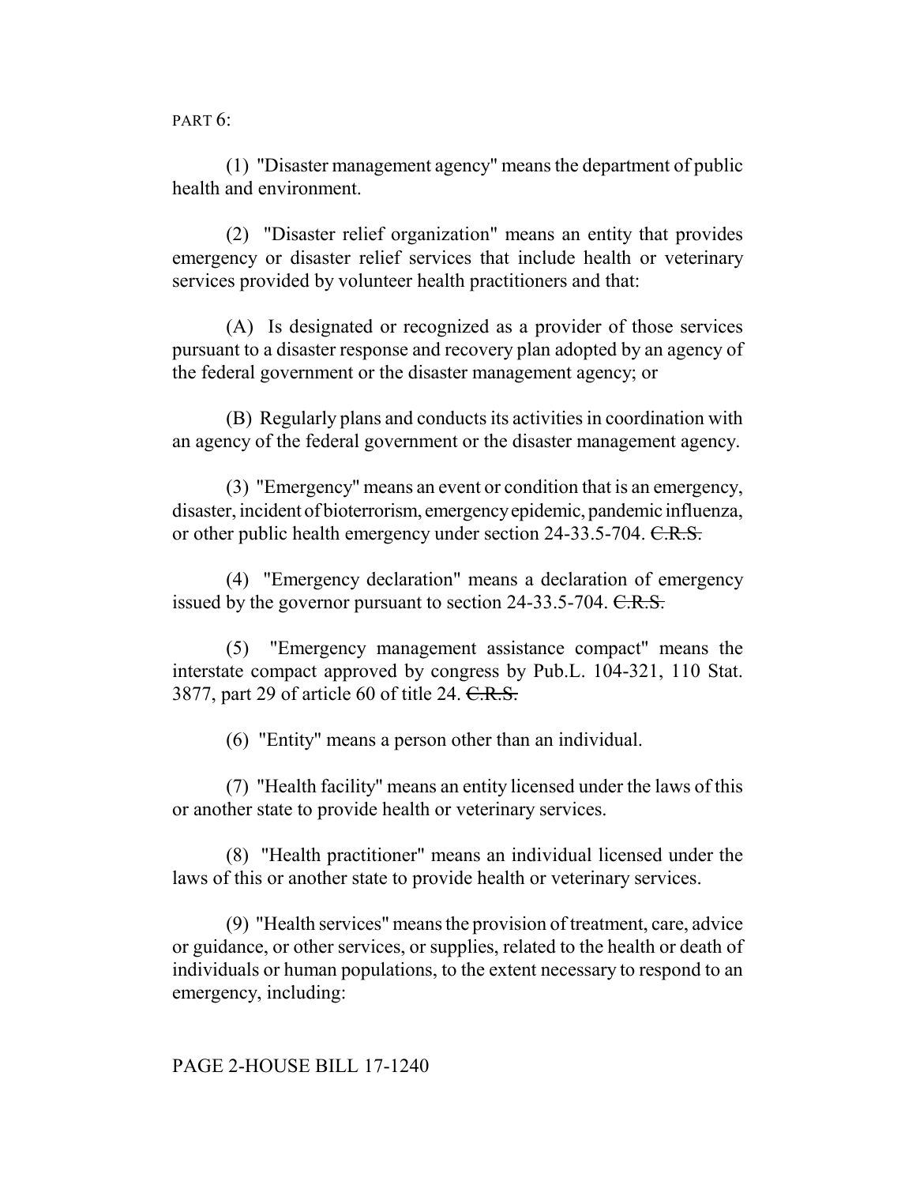PART 6:

(1) "Disaster management agency" means the department of public health and environment.

(2) "Disaster relief organization" means an entity that provides emergency or disaster relief services that include health or veterinary services provided by volunteer health practitioners and that:

(A) Is designated or recognized as a provider of those services pursuant to a disaster response and recovery plan adopted by an agency of the federal government or the disaster management agency; or

(B) Regularly plans and conducts its activities in coordination with an agency of the federal government or the disaster management agency.

(3) "Emergency" means an event or condition that is an emergency, disaster, incident of bioterrorism, emergency epidemic, pandemic influenza, or other public health emergency under section 24-33.5-704. ~~C.R.S.~~

(4) "Emergency declaration" means a declaration of emergency issued by the governor pursuant to section 24-33.5-704. ~~C.R.S.~~

(5) "Emergency management assistance compact" means the interstate compact approved by congress by Pub.L. 104-321, 110 Stat. 3877, part 29 of article 60 of title 24. ~~C.R.S.~~

(6) "Entity" means a person other than an individual.

(7) "Health facility" means an entity licensed under the laws of this or another state to provide health or veterinary services.

(8) "Health practitioner" means an individual licensed under the laws of this or another state to provide health or veterinary services.

(9) "Health services" means the provision of treatment, care, advice or guidance, or other services, or supplies, related to the health or death of individuals or human populations, to the extent necessary to respond to an emergency, including: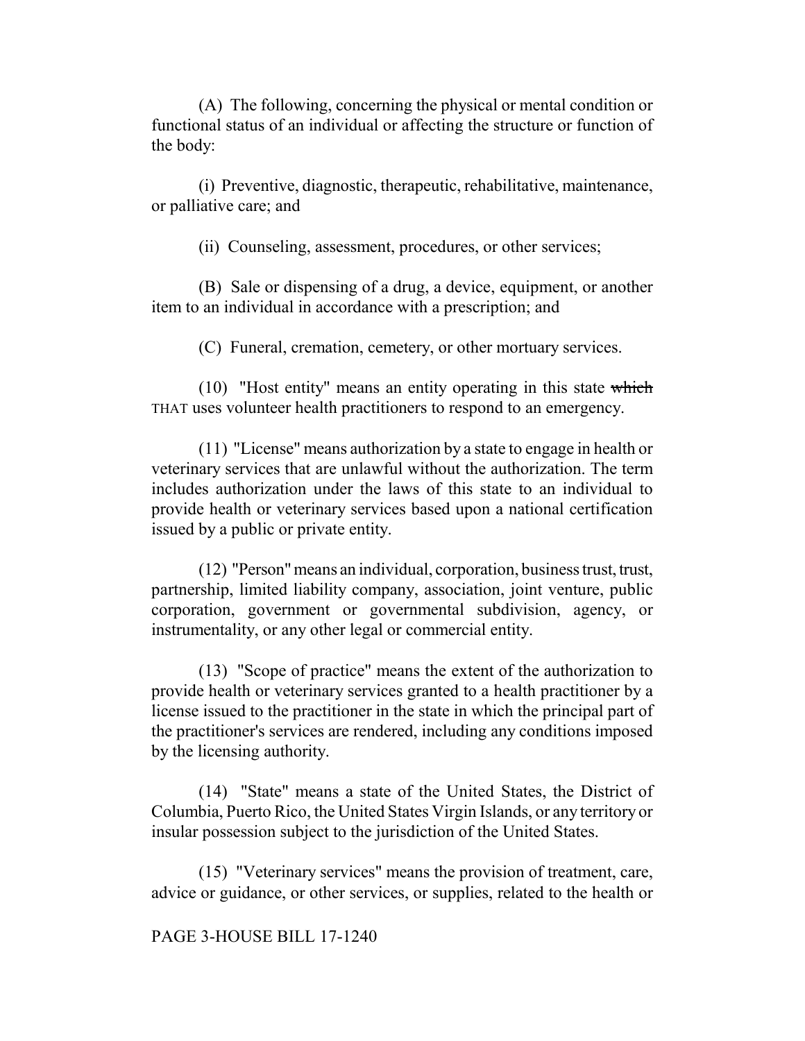(A) The following, concerning the physical or mental condition or functional status of an individual or affecting the structure or function of the body:

(i) Preventive, diagnostic, therapeutic, rehabilitative, maintenance, or palliative care; and

(ii) Counseling, assessment, procedures, or other services;

(B) Sale or dispensing of a drug, a device, equipment, or another item to an individual in accordance with a prescription; and

(C) Funeral, cremation, cemetery, or other mortuary services.

(10) "Host entity" means an entity operating in this state ~~which~~ THAT uses volunteer health practitioners to respond to an emergency.

(11) "License" means authorization by a state to engage in health or veterinary services that are unlawful without the authorization. The term includes authorization under the laws of this state to an individual to provide health or veterinary services based upon a national certification issued by a public or private entity.

(12) "Person" means an individual, corporation, business trust, trust, partnership, limited liability company, association, joint venture, public corporation, government or governmental subdivision, agency, or instrumentality, or any other legal or commercial entity.

(13) "Scope of practice" means the extent of the authorization to provide health or veterinary services granted to a health practitioner by a license issued to the practitioner in the state in which the principal part of the practitioner's services are rendered, including any conditions imposed by the licensing authority.

(14) "State" means a state of the United States, the District of Columbia, Puerto Rico, the United States Virgin Islands, or any territory or insular possession subject to the jurisdiction of the United States.

(15) "Veterinary services" means the provision of treatment, care, advice or guidance, or other services, or supplies, related to the health or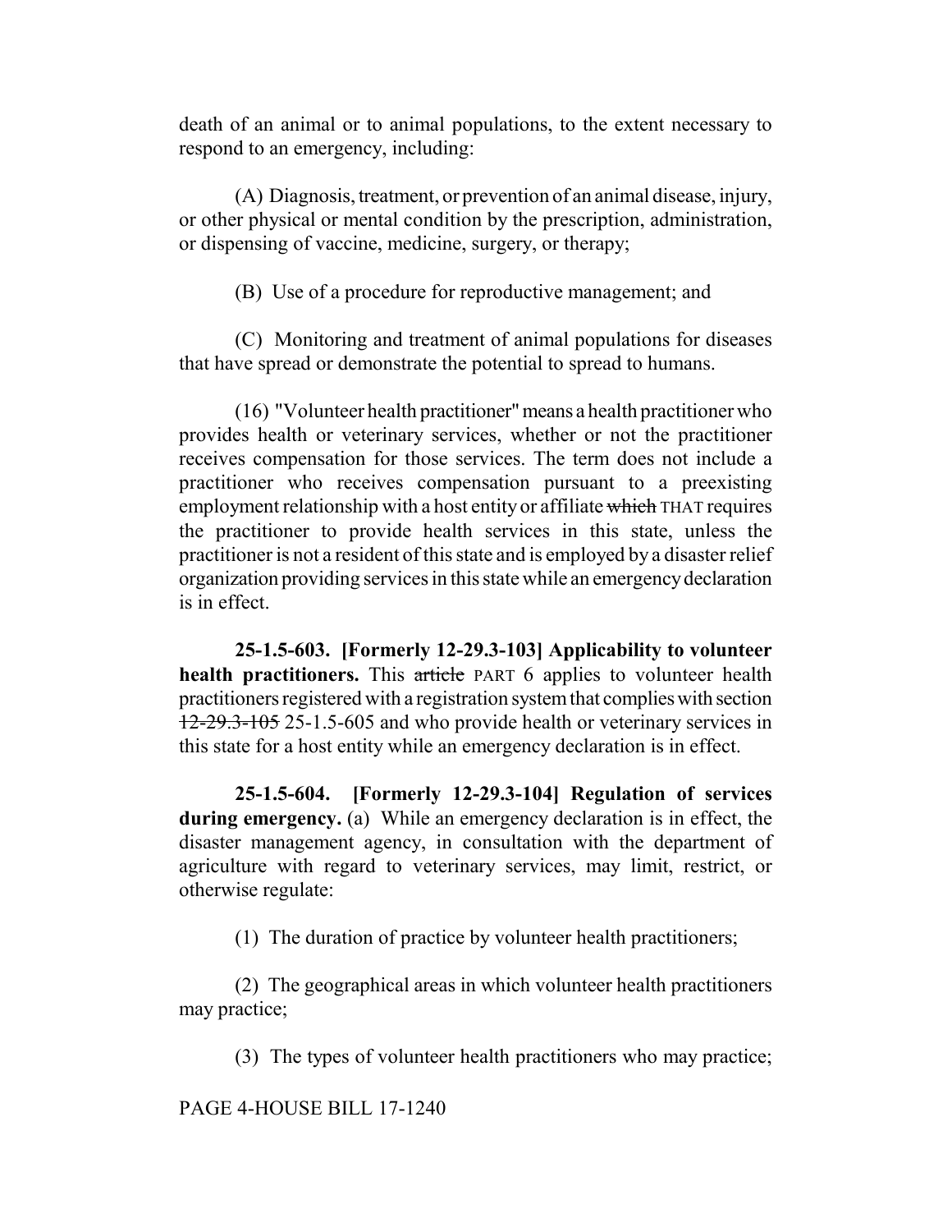death of an animal or to animal populations, to the extent necessary to respond to an emergency, including:

(A) Diagnosis, treatment, or prevention of an animal disease, injury, or other physical or mental condition by the prescription, administration, or dispensing of vaccine, medicine, surgery, or therapy;

(B) Use of a procedure for reproductive management; and

(C) Monitoring and treatment of animal populations for diseases that have spread or demonstrate the potential to spread to humans.

(16) "Volunteer health practitioner" means a health practitioner who provides health or veterinary services, whether or not the practitioner receives compensation for those services. The term does not include a practitioner who receives compensation pursuant to a preexisting employment relationship with a host entity or affiliate ~~which~~ THAT requires the practitioner to provide health services in this state, unless the practitioner is not a resident of this state and is employed by a disaster relief organization providing services in this state while an emergency declaration is in effect.

**25-1.5-603. [Formerly 12-29.3-103] Applicability to volunteer health practitioners.** This ~~article~~ PART 6 applies to volunteer health practitioners registered with a registration system that complies with section ~~12-29.3-105~~ 25-1.5-605 and who provide health or veterinary services in this state for a host entity while an emergency declaration is in effect.

**25-1.5-604. [Formerly 12-29.3-104] Regulation of services during emergency.** (a) While an emergency declaration is in effect, the disaster management agency, in consultation with the department of agriculture with regard to veterinary services, may limit, restrict, or otherwise regulate:

(1) The duration of practice by volunteer health practitioners;

(2) The geographical areas in which volunteer health practitioners may practice;

(3) The types of volunteer health practitioners who may practice;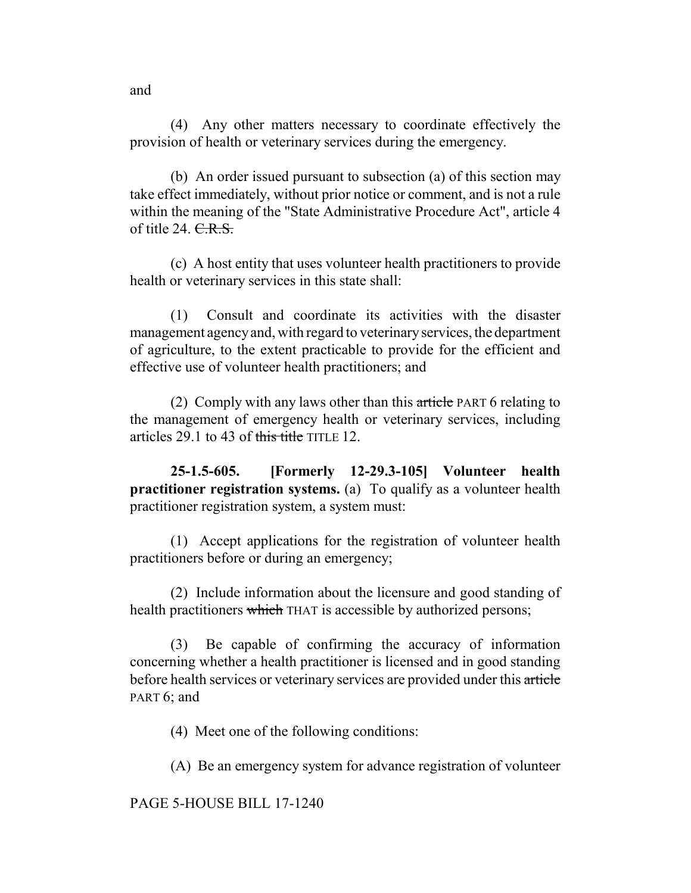and

(4) Any other matters necessary to coordinate effectively the provision of health or veterinary services during the emergency.

(b) An order issued pursuant to subsection (a) of this section may take effect immediately, without prior notice or comment, and is not a rule within the meaning of the "State Administrative Procedure Act", article 4 of title 24. ~~C.R.S.~~

(c) A host entity that uses volunteer health practitioners to provide health or veterinary services in this state shall:

(1) Consult and coordinate its activities with the disaster management agency and, with regard to veterinary services, the department of agriculture, to the extent practicable to provide for the efficient and effective use of volunteer health practitioners; and

(2) Comply with any laws other than this ~~article~~ PART 6 relating to the management of emergency health or veterinary services, including articles 29.1 to 43 of ~~this title~~ TITLE 12.

**25-1.5-605. [Formerly 12-29.3-105] Volunteer health practitioner registration systems.** (a) To qualify as a volunteer health practitioner registration system, a system must:

(1) Accept applications for the registration of volunteer health practitioners before or during an emergency;

(2) Include information about the licensure and good standing of health practitioners ~~which~~ THAT is accessible by authorized persons;

(3) Be capable of confirming the accuracy of information concerning whether a health practitioner is licensed and in good standing before health services or veterinary services are provided under this ~~article~~ PART 6; and

(4) Meet one of the following conditions:

(A) Be an emergency system for advance registration of volunteer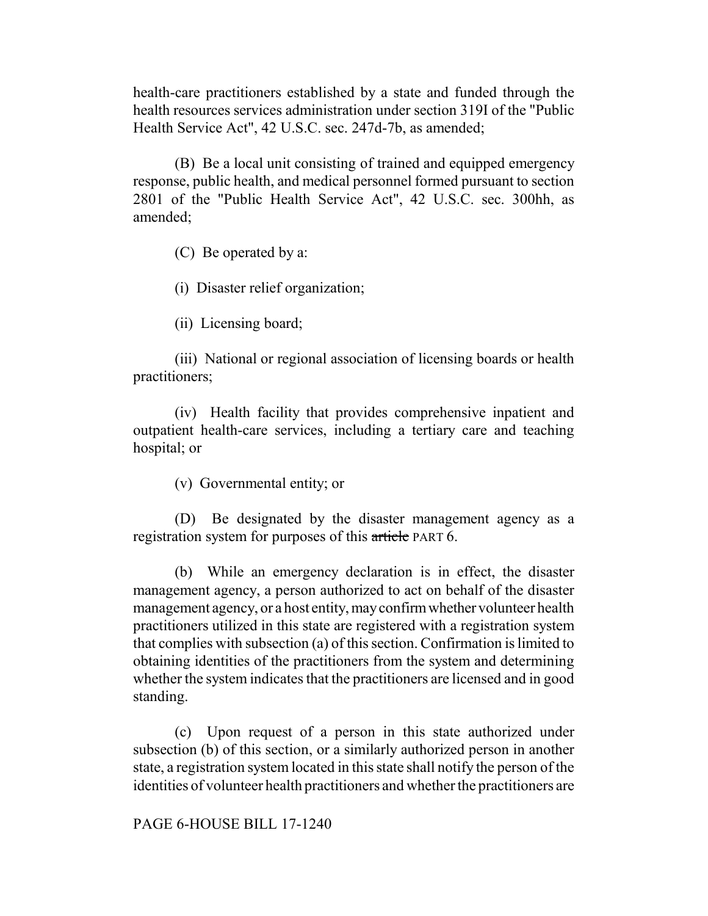health-care practitioners established by a state and funded through the health resources services administration under section 319I of the "Public Health Service Act", 42 U.S.C. sec. 247d-7b, as amended;

(B) Be a local unit consisting of trained and equipped emergency response, public health, and medical personnel formed pursuant to section 2801 of the "Public Health Service Act", 42 U.S.C. sec. 300hh, as amended;

(C) Be operated by a:

(i) Disaster relief organization;

(ii) Licensing board;

(iii) National or regional association of licensing boards or health practitioners;

(iv) Health facility that provides comprehensive inpatient and outpatient health-care services, including a tertiary care and teaching hospital; or

(v) Governmental entity; or

(D) Be designated by the disaster management agency as a registration system for purposes of this ~~article~~ PART 6.

(b) While an emergency declaration is in effect, the disaster management agency, a person authorized to act on behalf of the disaster management agency, or a host entity, may confirm whether volunteer health practitioners utilized in this state are registered with a registration system that complies with subsection (a) of this section. Confirmation is limited to obtaining identities of the practitioners from the system and determining whether the system indicates that the practitioners are licensed and in good standing.

(c) Upon request of a person in this state authorized under subsection (b) of this section, or a similarly authorized person in another state, a registration system located in this state shall notify the person of the identities of volunteer health practitioners and whether the practitioners are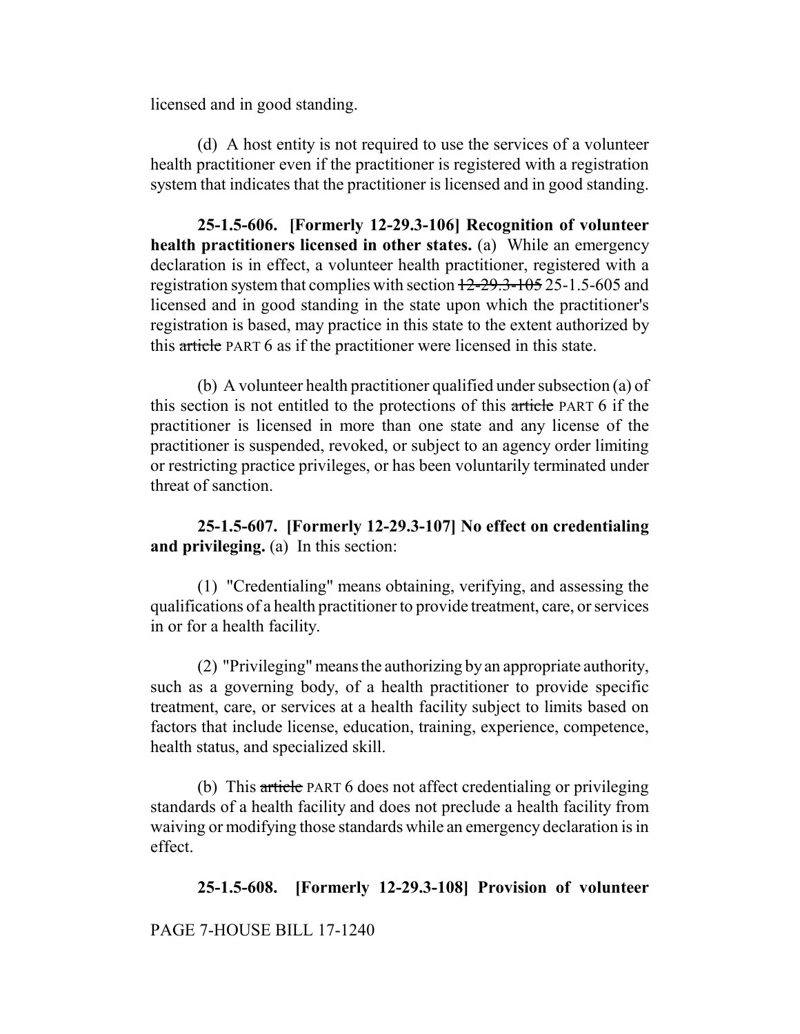licensed and in good standing.

(d) A host entity is not required to use the services of a volunteer health practitioner even if the practitioner is registered with a registration system that indicates that the practitioner is licensed and in good standing.

**25-1.5-606. [Formerly 12-29.3-106] Recognition of volunteer health practitioners licensed in other states.** (a) While an emergency declaration is in effect, a volunteer health practitioner, registered with a registration system that complies with section ~~12-29.3-105~~ 25-1.5-605 and licensed and in good standing in the state upon which the practitioner's registration is based, may practice in this state to the extent authorized by this ~~article~~ PART 6 as if the practitioner were licensed in this state.

(b) A volunteer health practitioner qualified under subsection (a) of this section is not entitled to the protections of this ~~article~~ PART 6 if the practitioner is licensed in more than one state and any license of the practitioner is suspended, revoked, or subject to an agency order limiting or restricting practice privileges, or has been voluntarily terminated under threat of sanction.

**25-1.5-607. [Formerly 12-29.3-107] No effect on credentialing and privileging.** (a) In this section:

(1) "Credentialing" means obtaining, verifying, and assessing the qualifications of a health practitioner to provide treatment, care, or services in or for a health facility.

(2) "Privileging" means the authorizing by an appropriate authority, such as a governing body, of a health practitioner to provide specific treatment, care, or services at a health facility subject to limits based on factors that include license, education, training, experience, competence, health status, and specialized skill.

(b) This ~~article~~ PART 6 does not affect credentialing or privileging standards of a health facility and does not preclude a health facility from waiving or modifying those standards while an emergency declaration is in effect.

**25-1.5-608. [Formerly 12-29.3-108] Provision of volunteer**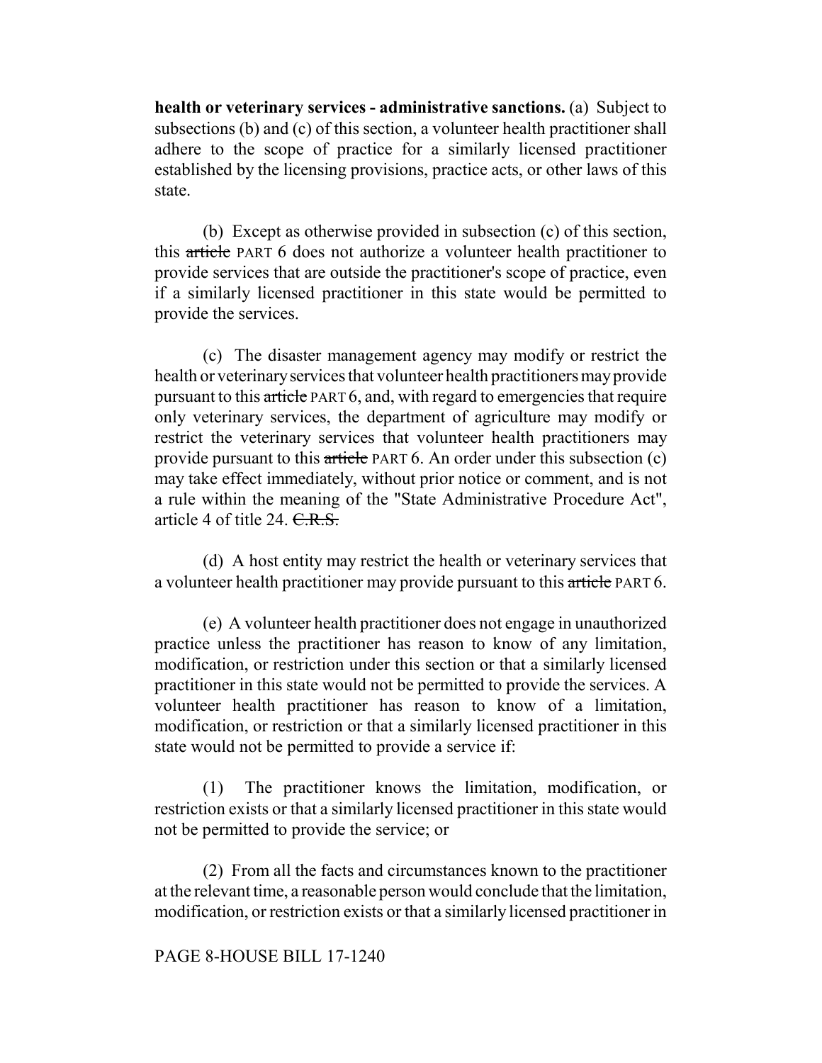**health or veterinary services - administrative sanctions.** (a) Subject to subsections (b) and (c) of this section, a volunteer health practitioner shall adhere to the scope of practice for a similarly licensed practitioner established by the licensing provisions, practice acts, or other laws of this state.

(b) Except as otherwise provided in subsection (c) of this section, this ~~article~~ PART 6 does not authorize a volunteer health practitioner to provide services that are outside the practitioner's scope of practice, even if a similarly licensed practitioner in this state would be permitted to provide the services.

(c) The disaster management agency may modify or restrict the health or veterinary services that volunteer health practitioners may provide pursuant to this ~~article~~ PART 6, and, with regard to emergencies that require only veterinary services, the department of agriculture may modify or restrict the veterinary services that volunteer health practitioners may provide pursuant to this ~~article~~ PART 6. An order under this subsection (c) may take effect immediately, without prior notice or comment, and is not a rule within the meaning of the "State Administrative Procedure Act", article 4 of title 24. ~~C.R.S.~~

(d) A host entity may restrict the health or veterinary services that a volunteer health practitioner may provide pursuant to this ~~article~~ PART 6.

(e) A volunteer health practitioner does not engage in unauthorized practice unless the practitioner has reason to know of any limitation, modification, or restriction under this section or that a similarly licensed practitioner in this state would not be permitted to provide the services. A volunteer health practitioner has reason to know of a limitation, modification, or restriction or that a similarly licensed practitioner in this state would not be permitted to provide a service if:

(1) The practitioner knows the limitation, modification, or restriction exists or that a similarly licensed practitioner in this state would not be permitted to provide the service; or

(2) From all the facts and circumstances known to the practitioner at the relevant time, a reasonable person would conclude that the limitation, modification, or restriction exists or that a similarly licensed practitioner in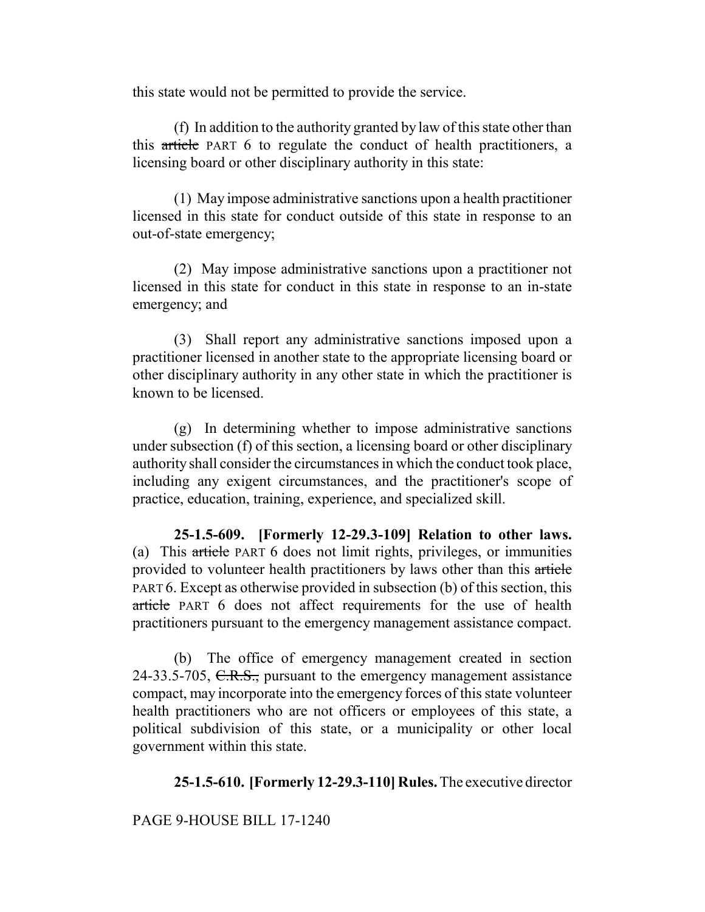this state would not be permitted to provide the service.

(f) In addition to the authority granted by law of this state other than this ~~article~~ PART 6 to regulate the conduct of health practitioners, a licensing board or other disciplinary authority in this state:

(1) May impose administrative sanctions upon a health practitioner licensed in this state for conduct outside of this state in response to an out-of-state emergency;

(2) May impose administrative sanctions upon a practitioner not licensed in this state for conduct in this state in response to an in-state emergency; and

(3) Shall report any administrative sanctions imposed upon a practitioner licensed in another state to the appropriate licensing board or other disciplinary authority in any other state in which the practitioner is known to be licensed.

(g) In determining whether to impose administrative sanctions under subsection (f) of this section, a licensing board or other disciplinary authority shall consider the circumstances in which the conduct took place, including any exigent circumstances, and the practitioner's scope of practice, education, training, experience, and specialized skill.

**25-1.5-609. [Formerly 12-29.3-109] Relation to other laws.** (a) This ~~article~~ PART 6 does not limit rights, privileges, or immunities provided to volunteer health practitioners by laws other than this ~~article~~ PART 6. Except as otherwise provided in subsection (b) of this section, this ~~article~~ PART 6 does not affect requirements for the use of health practitioners pursuant to the emergency management assistance compact.

(b) The office of emergency management created in section 24-33.5-705, ~~C.R.S.,~~ pursuant to the emergency management assistance compact, may incorporate into the emergency forces of this state volunteer health practitioners who are not officers or employees of this state, a political subdivision of this state, or a municipality or other local government within this state.

**25-1.5-610. [Formerly 12-29.3-110] Rules.** The executive director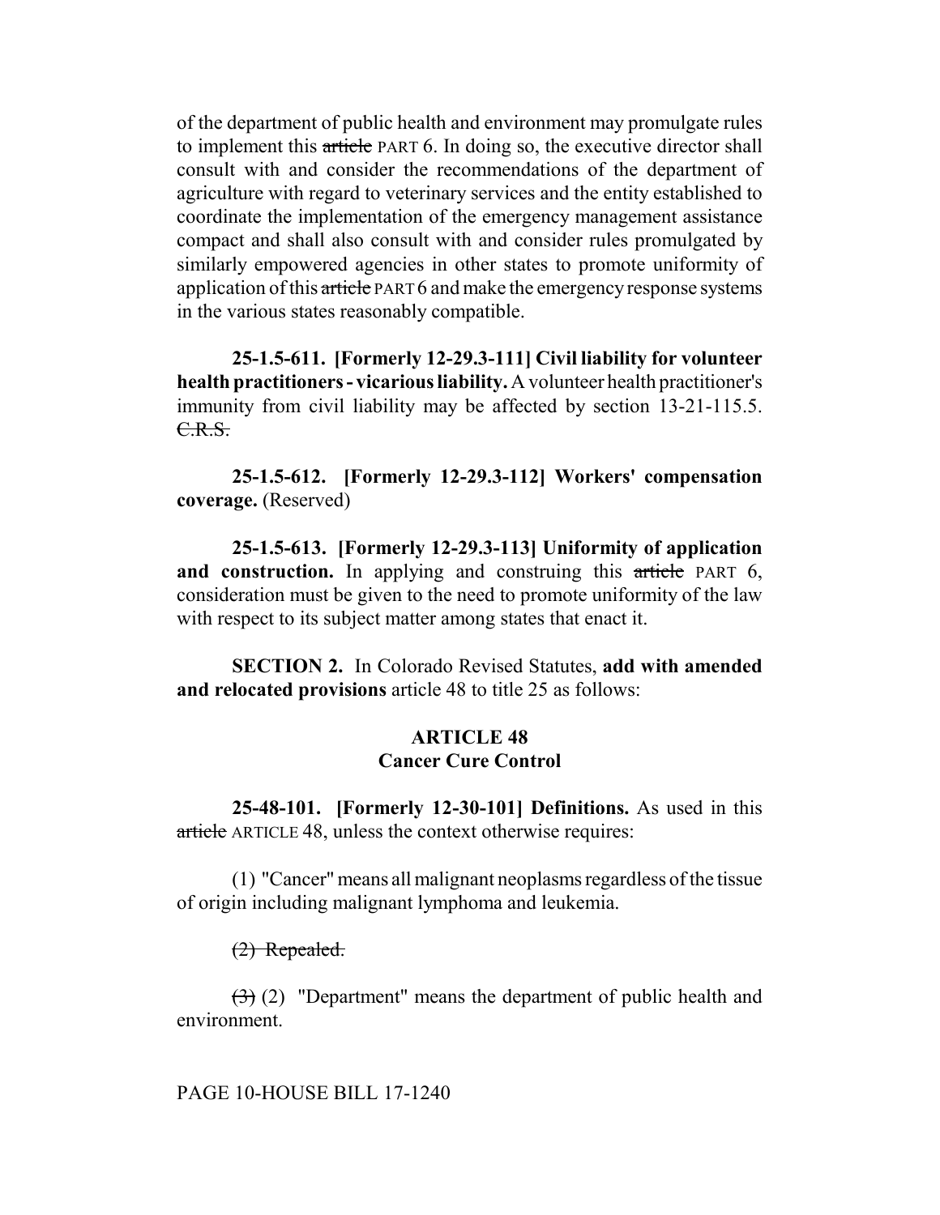of the department of public health and environment may promulgate rules to implement this ~~article~~ PART 6. In doing so, the executive director shall consult with and consider the recommendations of the department of agriculture with regard to veterinary services and the entity established to coordinate the implementation of the emergency management assistance compact and shall also consult with and consider rules promulgated by similarly empowered agencies in other states to promote uniformity of application of this ~~article~~ PART 6 and make the emergency response systems in the various states reasonably compatible.

**25-1.5-611. [Formerly 12-29.3-111] Civil liability for volunteer health practitioners - vicarious liability.** A volunteer health practitioner's immunity from civil liability may be affected by section 13-21-115.5. ~~C.R.S.~~

**25-1.5-612. [Formerly 12-29.3-112] Workers' compensation coverage.** (Reserved)

**25-1.5-613. [Formerly 12-29.3-113] Uniformity of application and construction.** In applying and construing this ~~article~~ PART 6, consideration must be given to the need to promote uniformity of the law with respect to its subject matter among states that enact it.

**SECTION 2.** In Colorado Revised Statutes, **add with amended and relocated provisions** article 48 to title 25 as follows:

## ARTICLE 48
## Cancer Cure Control

**25-48-101. [Formerly 12-30-101] Definitions.** As used in this ~~article~~ ARTICLE 48, unless the context otherwise requires:

(1) "Cancer" means all malignant neoplasms regardless of the tissue of origin including malignant lymphoma and leukemia.

~~(2) Repealed.~~

~~(3)~~ (2) "Department" means the department of public health and environment.

PAGE 10-HOUSE BILL 17-1240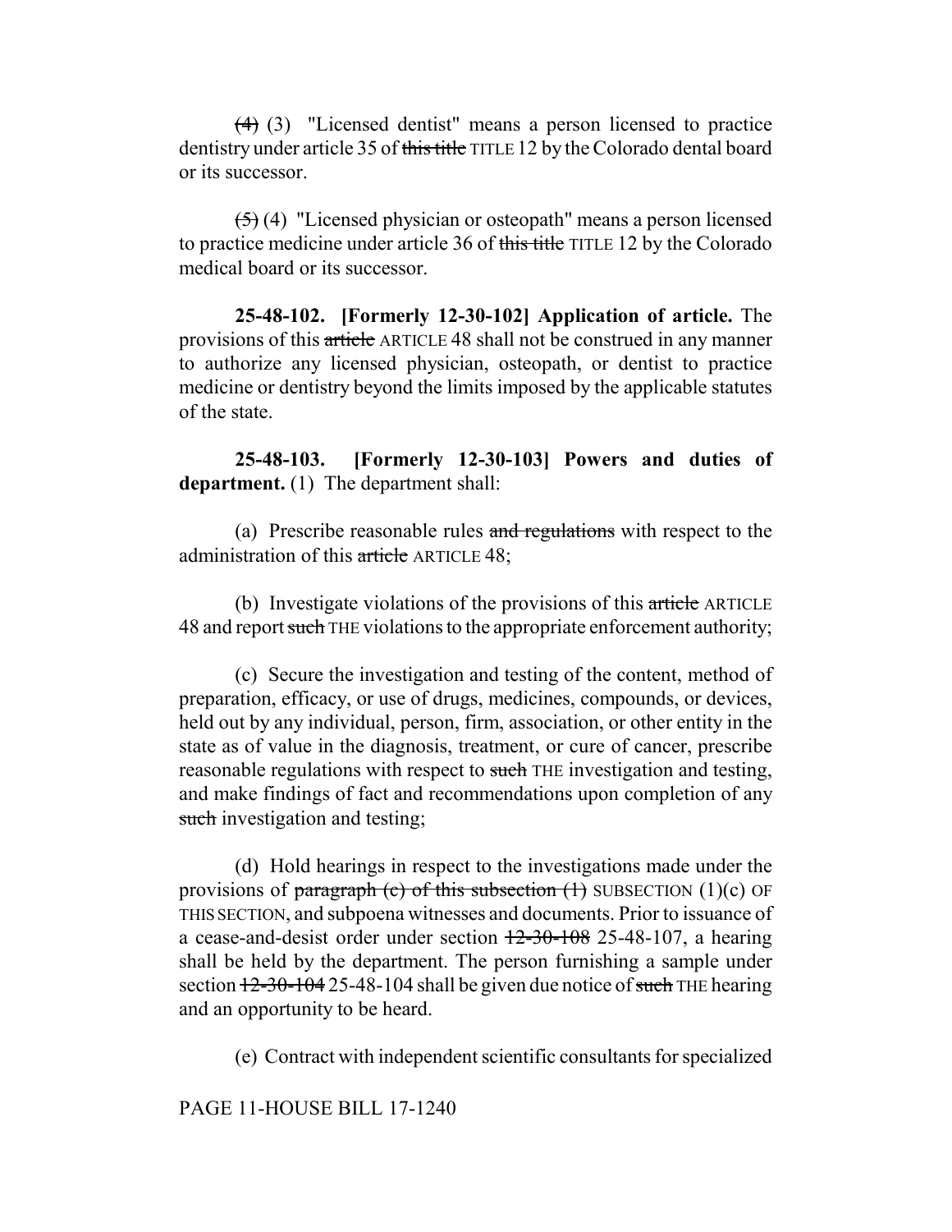~~(4)~~ (3) "Licensed dentist" means a person licensed to practice dentistry under article 35 of ~~this title~~ TITLE 12 by the Colorado dental board or its successor.

~~(5)~~ (4) "Licensed physician or osteopath" means a person licensed to practice medicine under article 36 of ~~this title~~ TITLE 12 by the Colorado medical board or its successor.

**25-48-102. [Formerly 12-30-102] Application of article.** The provisions of this ~~article~~ ARTICLE 48 shall not be construed in any manner to authorize any licensed physician, osteopath, or dentist to practice medicine or dentistry beyond the limits imposed by the applicable statutes of the state.

**25-48-103. [Formerly 12-30-103] Powers and duties of department.** (1) The department shall:

(a) Prescribe reasonable rules ~~and regulations~~ with respect to the administration of this ~~article~~ ARTICLE 48;

(b) Investigate violations of the provisions of this ~~article~~ ARTICLE 48 and report ~~such~~ THE violations to the appropriate enforcement authority;

(c) Secure the investigation and testing of the content, method of preparation, efficacy, or use of drugs, medicines, compounds, or devices, held out by any individual, person, firm, association, or other entity in the state as of value in the diagnosis, treatment, or cure of cancer, prescribe reasonable regulations with respect to ~~such~~ THE investigation and testing, and make findings of fact and recommendations upon completion of any ~~such~~ investigation and testing;

(d) Hold hearings in respect to the investigations made under the provisions of ~~paragraph (c) of this subsection (1)~~ SUBSECTION (1)(c) OF THIS SECTION, and subpoena witnesses and documents. Prior to issuance of a cease-and-desist order under section ~~12-30-108~~ 25-48-107, a hearing shall be held by the department. The person furnishing a sample under section ~~12-30-104~~ 25-48-104 shall be given due notice of ~~such~~ THE hearing and an opportunity to be heard.

(e) Contract with independent scientific consultants for specialized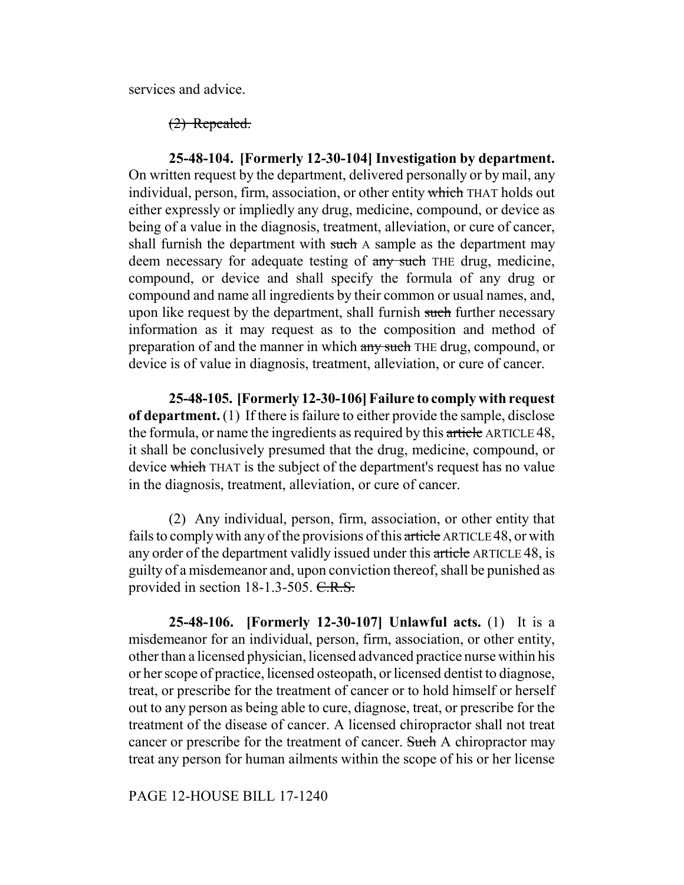services and advice.

~~(2) Repealed.~~

**25-48-104. [Formerly 12-30-104] Investigation by department.** On written request by the department, delivered personally or by mail, any individual, person, firm, association, or other entity ~~which~~ THAT holds out either expressly or impliedly any drug, medicine, compound, or device as being of a value in the diagnosis, treatment, alleviation, or cure of cancer, shall furnish the department with ~~such~~ A sample as the department may deem necessary for adequate testing of ~~any such~~ THE drug, medicine, compound, or device and shall specify the formula of any drug or compound and name all ingredients by their common or usual names, and, upon like request by the department, shall furnish ~~such~~ further necessary information as it may request as to the composition and method of preparation of and the manner in which ~~any such~~ THE drug, compound, or device is of value in diagnosis, treatment, alleviation, or cure of cancer.

**25-48-105. [Formerly 12-30-106] Failure to comply with request of department.** (1) If there is failure to either provide the sample, disclose the formula, or name the ingredients as required by this ~~article~~ ARTICLE 48, it shall be conclusively presumed that the drug, medicine, compound, or device ~~which~~ THAT is the subject of the department's request has no value in the diagnosis, treatment, alleviation, or cure of cancer.

(2) Any individual, person, firm, association, or other entity that fails to comply with any of the provisions of this ~~article~~ ARTICLE 48, or with any order of the department validly issued under this ~~article~~ ARTICLE 48, is guilty of a misdemeanor and, upon conviction thereof, shall be punished as provided in section 18-1.3-505. ~~C.R.S.~~

**25-48-106. [Formerly 12-30-107] Unlawful acts.** (1) It is a misdemeanor for an individual, person, firm, association, or other entity, other than a licensed physician, licensed advanced practice nurse within his or her scope of practice, licensed osteopath, or licensed dentist to diagnose, treat, or prescribe for the treatment of cancer or to hold himself or herself out to any person as being able to cure, diagnose, treat, or prescribe for the treatment of the disease of cancer. A licensed chiropractor shall not treat cancer or prescribe for the treatment of cancer. ~~Such~~ A chiropractor may treat any person for human ailments within the scope of his or her license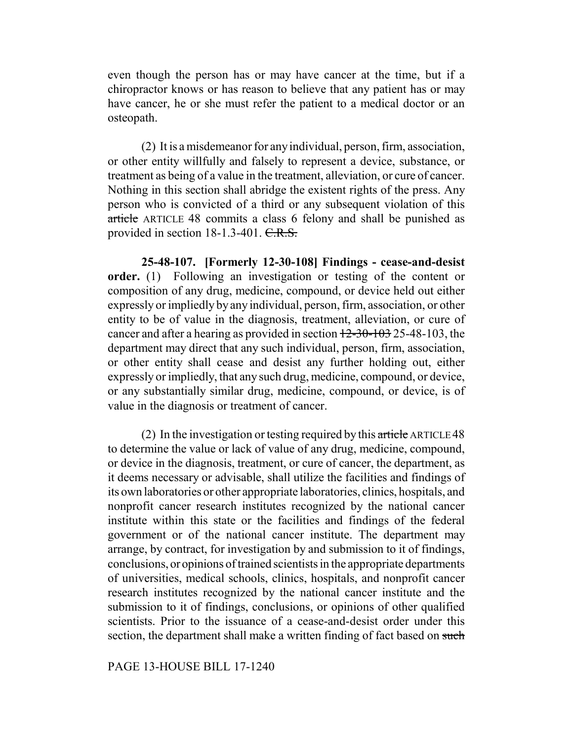even though the person has or may have cancer at the time, but if a chiropractor knows or has reason to believe that any patient has or may have cancer, he or she must refer the patient to a medical doctor or an osteopath.

(2) It is a misdemeanor for any individual, person, firm, association, or other entity willfully and falsely to represent a device, substance, or treatment as being of a value in the treatment, alleviation, or cure of cancer. Nothing in this section shall abridge the existent rights of the press. Any person who is convicted of a third or any subsequent violation of this ~~article~~ ARTICLE 48 commits a class 6 felony and shall be punished as provided in section 18-1.3-401. ~~C.R.S.~~

**25-48-107. [Formerly 12-30-108] Findings - cease-and-desist order.** (1) Following an investigation or testing of the content or composition of any drug, medicine, compound, or device held out either expressly or impliedly by any individual, person, firm, association, or other entity to be of value in the diagnosis, treatment, alleviation, or cure of cancer and after a hearing as provided in section ~~12-30-103~~ 25-48-103, the department may direct that any such individual, person, firm, association, or other entity shall cease and desist any further holding out, either expressly or impliedly, that any such drug, medicine, compound, or device, or any substantially similar drug, medicine, compound, or device, is of value in the diagnosis or treatment of cancer.

(2) In the investigation or testing required by this ~~article~~ ARTICLE 48 to determine the value or lack of value of any drug, medicine, compound, or device in the diagnosis, treatment, or cure of cancer, the department, as it deems necessary or advisable, shall utilize the facilities and findings of its own laboratories or other appropriate laboratories, clinics, hospitals, and nonprofit cancer research institutes recognized by the national cancer institute within this state or the facilities and findings of the federal government or of the national cancer institute. The department may arrange, by contract, for investigation by and submission to it of findings, conclusions, or opinions of trained scientists in the appropriate departments of universities, medical schools, clinics, hospitals, and nonprofit cancer research institutes recognized by the national cancer institute and the submission to it of findings, conclusions, or opinions of other qualified scientists. Prior to the issuance of a cease-and-desist order under this section, the department shall make a written finding of fact based on ~~such~~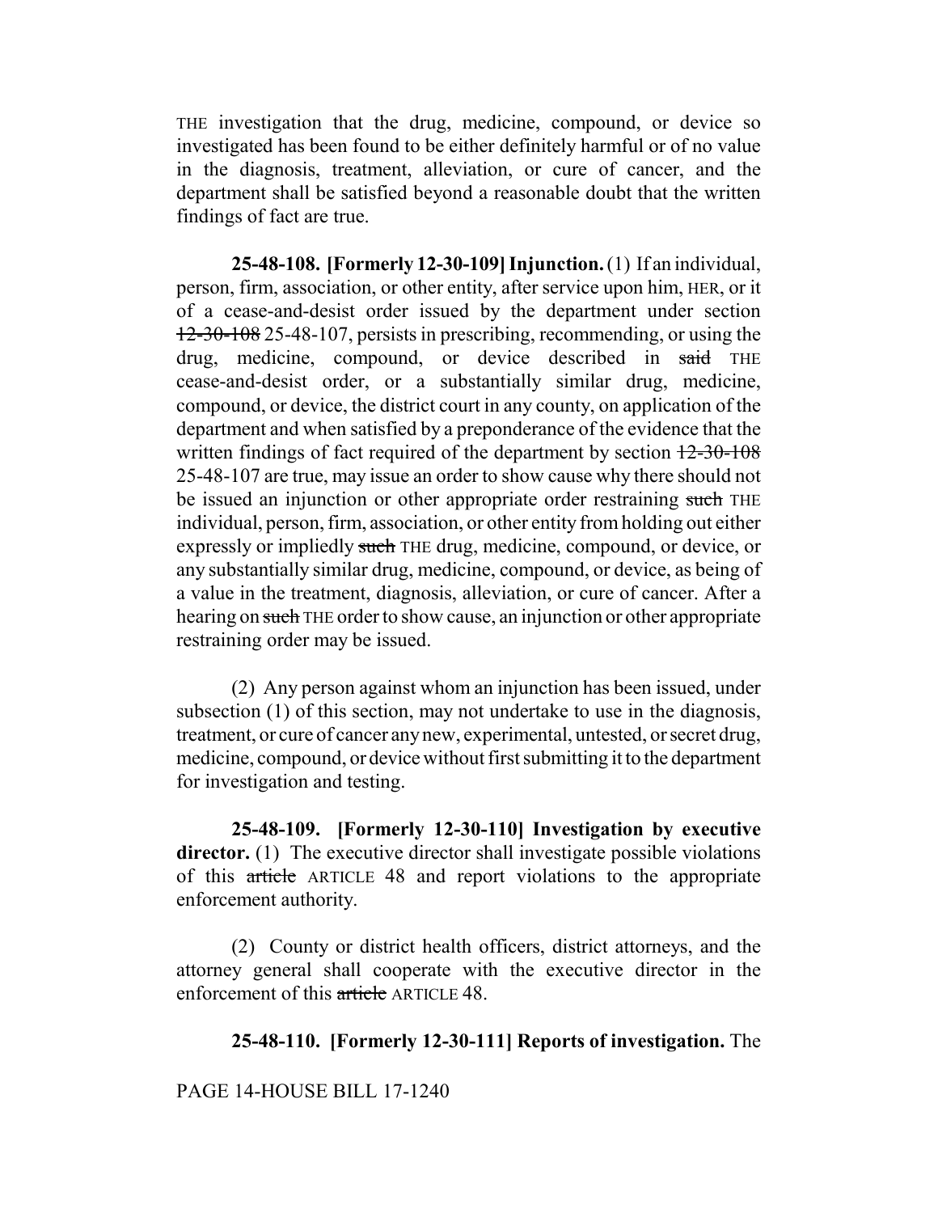THE investigation that the drug, medicine, compound, or device so investigated has been found to be either definitely harmful or of no value in the diagnosis, treatment, alleviation, or cure of cancer, and the department shall be satisfied beyond a reasonable doubt that the written findings of fact are true.

**25-48-108. [Formerly 12-30-109] Injunction.** (1) If an individual, person, firm, association, or other entity, after service upon him, HER, or it of a cease-and-desist order issued by the department under section ~~12-30-108~~ 25-48-107, persists in prescribing, recommending, or using the drug, medicine, compound, or device described in ~~said~~ THE cease-and-desist order, or a substantially similar drug, medicine, compound, or device, the district court in any county, on application of the department and when satisfied by a preponderance of the evidence that the written findings of fact required of the department by section ~~12-30-108~~ 25-48-107 are true, may issue an order to show cause why there should not be issued an injunction or other appropriate order restraining ~~such~~ THE individual, person, firm, association, or other entity from holding out either expressly or impliedly ~~such~~ THE drug, medicine, compound, or device, or any substantially similar drug, medicine, compound, or device, as being of a value in the treatment, diagnosis, alleviation, or cure of cancer. After a hearing on ~~such~~ THE order to show cause, an injunction or other appropriate restraining order may be issued.

(2) Any person against whom an injunction has been issued, under subsection (1) of this section, may not undertake to use in the diagnosis, treatment, or cure of cancer any new, experimental, untested, or secret drug, medicine, compound, or device without first submitting it to the department for investigation and testing.

**25-48-109. [Formerly 12-30-110] Investigation by executive director.** (1) The executive director shall investigate possible violations of this ~~article~~ ARTICLE 48 and report violations to the appropriate enforcement authority.

(2) County or district health officers, district attorneys, and the attorney general shall cooperate with the executive director in the enforcement of this ~~article~~ ARTICLE 48.

**25-48-110. [Formerly 12-30-111] Reports of investigation.** The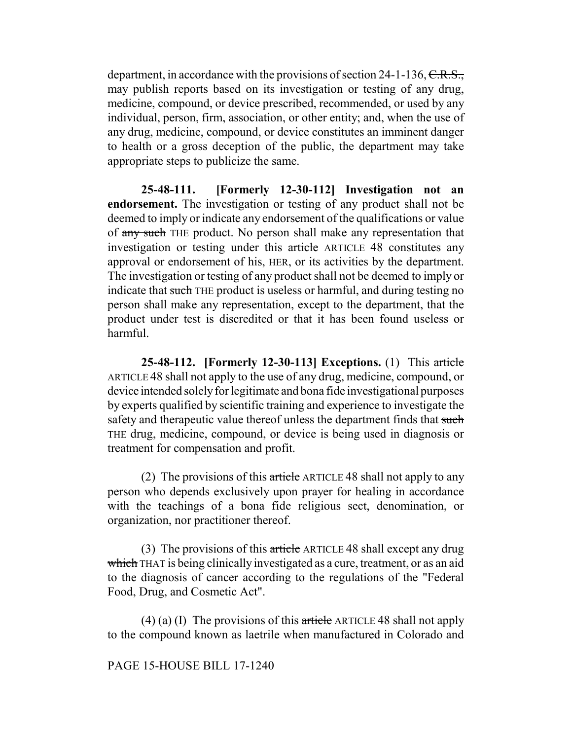department, in accordance with the provisions of section 24-1-136, ~~C.R.S.,~~ may publish reports based on its investigation or testing of any drug, medicine, compound, or device prescribed, recommended, or used by any individual, person, firm, association, or other entity; and, when the use of any drug, medicine, compound, or device constitutes an imminent danger to health or a gross deception of the public, the department may take appropriate steps to publicize the same.

**25-48-111. [Formerly 12-30-112] Investigation not an endorsement.** The investigation or testing of any product shall not be deemed to imply or indicate any endorsement of the qualifications or value of ~~any such~~ THE product. No person shall make any representation that investigation or testing under this ~~article~~ ARTICLE 48 constitutes any approval or endorsement of his, HER, or its activities by the department. The investigation or testing of any product shall not be deemed to imply or indicate that ~~such~~ THE product is useless or harmful, and during testing no person shall make any representation, except to the department, that the product under test is discredited or that it has been found useless or harmful.

**25-48-112. [Formerly 12-30-113] Exceptions.** (1) This ~~article~~ ARTICLE 48 shall not apply to the use of any drug, medicine, compound, or device intended solely for legitimate and bona fide investigational purposes by experts qualified by scientific training and experience to investigate the safety and therapeutic value thereof unless the department finds that ~~such~~ THE drug, medicine, compound, or device is being used in diagnosis or treatment for compensation and profit.

(2) The provisions of this ~~article~~ ARTICLE 48 shall not apply to any person who depends exclusively upon prayer for healing in accordance with the teachings of a bona fide religious sect, denomination, or organization, nor practitioner thereof.

(3) The provisions of this ~~article~~ ARTICLE 48 shall except any drug ~~which~~ THAT is being clinically investigated as a cure, treatment, or as an aid to the diagnosis of cancer according to the regulations of the "Federal Food, Drug, and Cosmetic Act".

(4) (a) (I) The provisions of this ~~article~~ ARTICLE 48 shall not apply to the compound known as laetrile when manufactured in Colorado and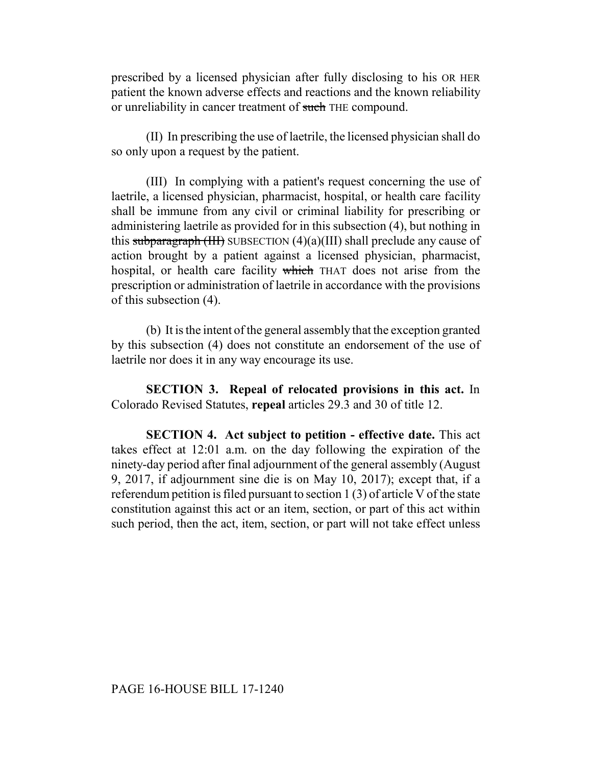prescribed by a licensed physician after fully disclosing to his OR HER patient the known adverse effects and reactions and the known reliability or unreliability in cancer treatment of ~~such~~ THE compound.

(II) In prescribing the use of laetrile, the licensed physician shall do so only upon a request by the patient.

(III) In complying with a patient's request concerning the use of laetrile, a licensed physician, pharmacist, hospital, or health care facility shall be immune from any civil or criminal liability for prescribing or administering laetrile as provided for in this subsection (4), but nothing in this ~~subparagraph (III)~~ SUBSECTION (4)(a)(III) shall preclude any cause of action brought by a patient against a licensed physician, pharmacist, hospital, or health care facility ~~which~~ THAT does not arise from the prescription or administration of laetrile in accordance with the provisions of this subsection (4).

(b) It is the intent of the general assembly that the exception granted by this subsection (4) does not constitute an endorsement of the use of laetrile nor does it in any way encourage its use.

**SECTION 3. Repeal of relocated provisions in this act.** In Colorado Revised Statutes, **repeal** articles 29.3 and 30 of title 12.

**SECTION 4. Act subject to petition - effective date.** This act takes effect at 12:01 a.m. on the day following the expiration of the ninety-day period after final adjournment of the general assembly (August 9, 2017, if adjournment sine die is on May 10, 2017); except that, if a referendum petition is filed pursuant to section 1 (3) of article V of the state constitution against this act or an item, section, or part of this act within such period, then the act, item, section, or part will not take effect unless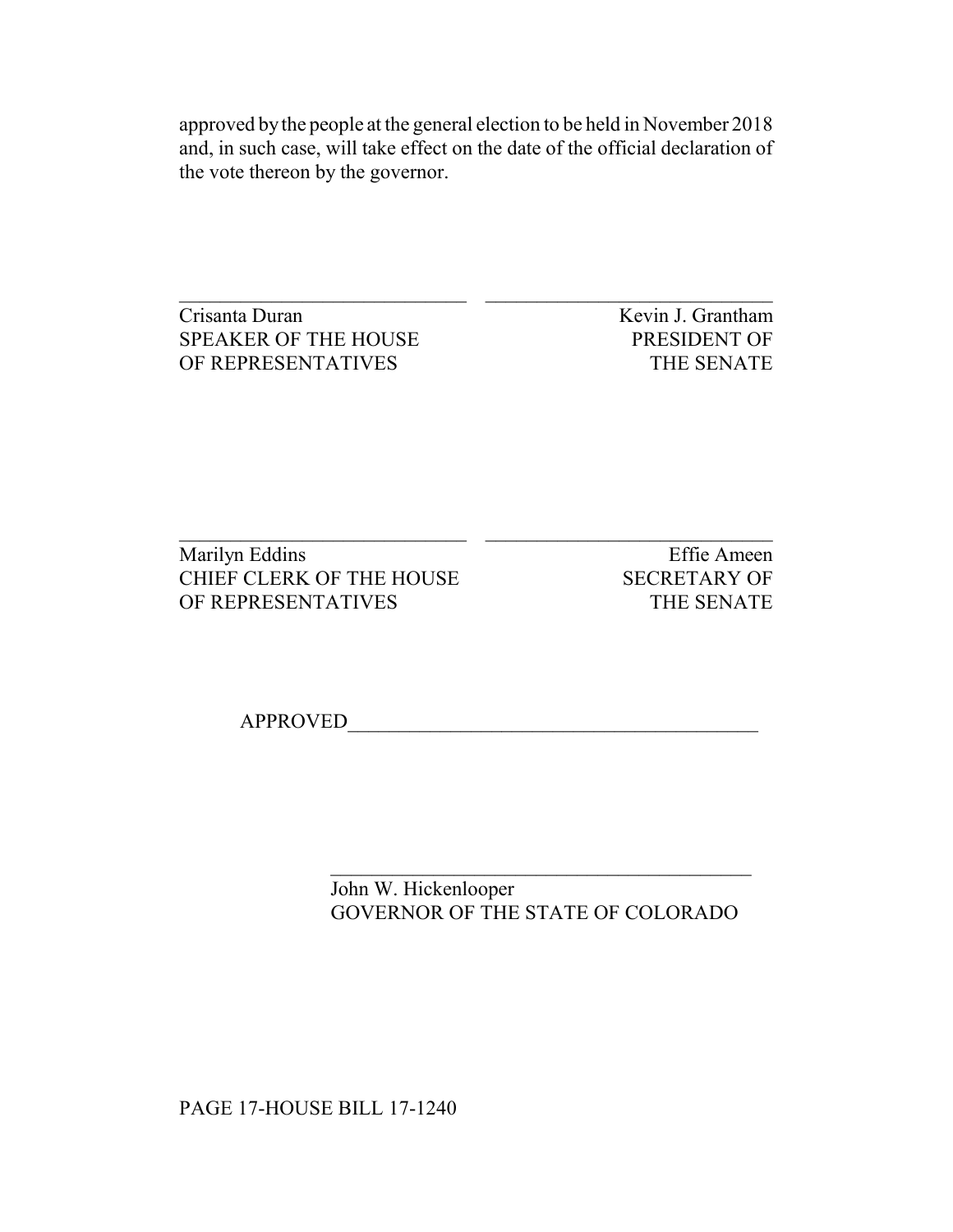approved by the people at the general election to be held in November 2018 and, in such case, will take effect on the date of the official declaration of the vote thereon by the governor.

| | |
|---|---|
| ____________________________ | ____________________________ |
| Crisanta Duran | Kevin J. Grantham |
| SPEAKER OF THE HOUSE OF REPRESENTATIVES | PRESIDENT OF THE SENATE |

| | |
|---|---|
| ____________________________ | ____________________________ |
| Marilyn Eddins | Effie Ameen |
| CHIEF CLERK OF THE HOUSE OF REPRESENTATIVES | SECRETARY OF THE SENATE |

APPROVED________________________________________

________________________________________

John W. Hickenlooper
GOVERNOR OF THE STATE OF COLORADO

PAGE 17-HOUSE BILL 17-1240